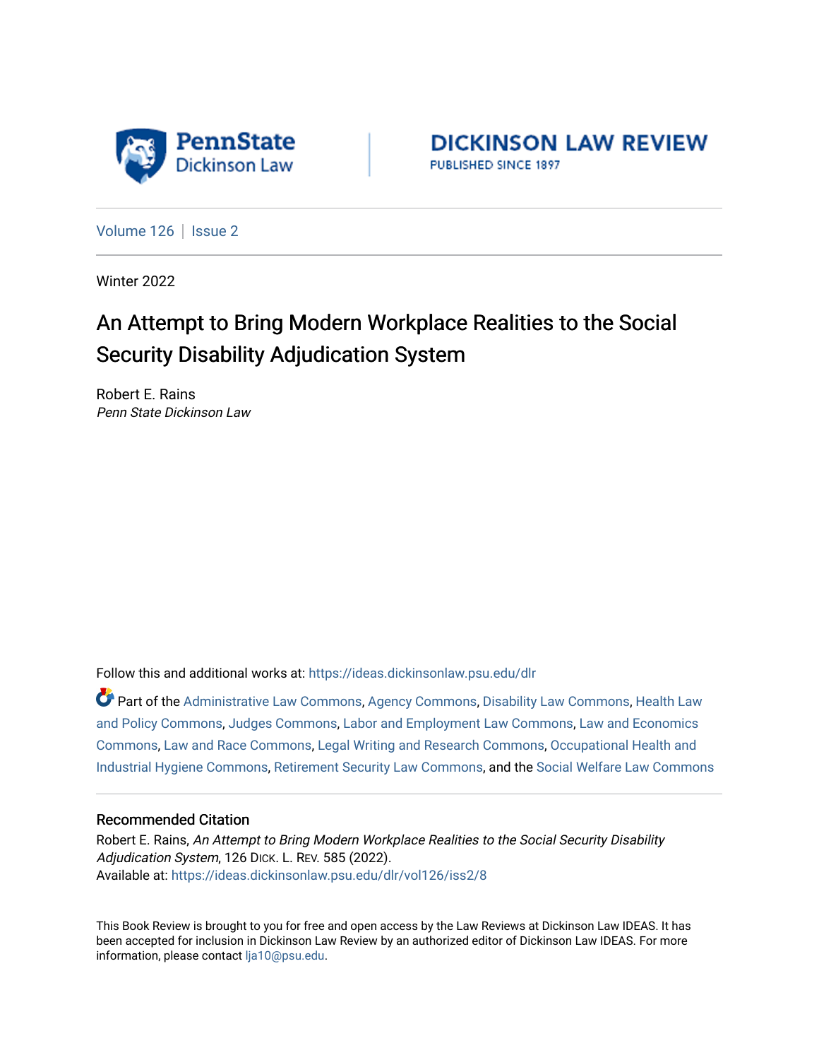PennState Dickinson Law

DICKINSON LAW REVIEW
PUBLISHED SINCE 1897

Volume 126 | Issue 2

Winter 2022

# An Attempt to Bring Modern Workplace Realities to the Social Security Disability Adjudication System

Robert E. Rains
*Penn State Dickinson Law*

Follow this and additional works at: https://ideas.dickinsonlaw.psu.edu/dlr

Part of the Administrative Law Commons, Agency Commons, Disability Law Commons, Health Law and Policy Commons, Judges Commons, Labor and Employment Law Commons, Law and Economics Commons, Law and Race Commons, Legal Writing and Research Commons, Occupational Health and Industrial Hygiene Commons, Retirement Security Law Commons, and the Social Welfare Law Commons

## Recommended Citation

Robert E. Rains, *An Attempt to Bring Modern Workplace Realities to the Social Security Disability Adjudication System*, 126 DICK. L. REV. 585 (2022).
Available at: https://ideas.dickinsonlaw.psu.edu/dlr/vol126/iss2/8

This Book Review is brought to you for free and open access by the Law Reviews at Dickinson Law IDEAS. It has been accepted for inclusion in Dickinson Law Review by an authorized editor of Dickinson Law IDEAS. For more information, please contact lja10@psu.edu.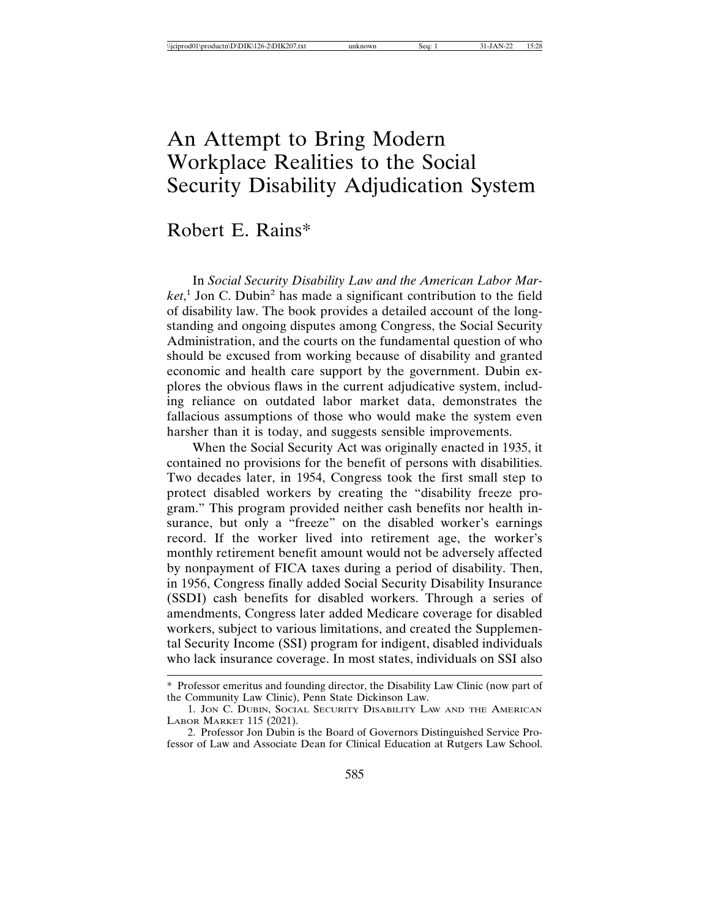# An Attempt to Bring Modern Workplace Realities to the Social Security Disability Adjudication System

Robert E. Rains*

In *Social Security Disability Law and the American Labor Market*,[1] Jon C. Dubin[2] has made a significant contribution to the field of disability law. The book provides a detailed account of the long-standing and ongoing disputes among Congress, the Social Security Administration, and the courts on the fundamental question of who should be excused from working because of disability and granted economic and health care support by the government. Dubin explores the obvious flaws in the current adjudicative system, including reliance on outdated labor market data, demonstrates the fallacious assumptions of those who would make the system even harsher than it is today, and suggests sensible improvements.

When the Social Security Act was originally enacted in 1935, it contained no provisions for the benefit of persons with disabilities. Two decades later, in 1954, Congress took the first small step to protect disabled workers by creating the "disability freeze program." This program provided neither cash benefits nor health insurance, but only a "freeze" on the disabled worker's earnings record. If the worker lived into retirement age, the worker's monthly retirement benefit amount would not be adversely affected by nonpayment of FICA taxes during a period of disability. Then, in 1956, Congress finally added Social Security Disability Insurance (SSDI) cash benefits for disabled workers. Through a series of amendments, Congress later added Medicare coverage for disabled workers, subject to various limitations, and created the Supplemental Security Income (SSI) program for indigent, disabled individuals who lack insurance coverage. In most states, individuals on SSI also

---

\* Professor emeritus and founding director, the Disability Law Clinic (now part of the Community Law Clinic), Penn State Dickinson Law.

1. Jon C. Dubin, Social Security Disability Law and the American Labor Market 115 (2021).

2. Professor Jon Dubin is the Board of Governors Distinguished Service Professor of Law and Associate Dean for Clinical Education at Rutgers Law School.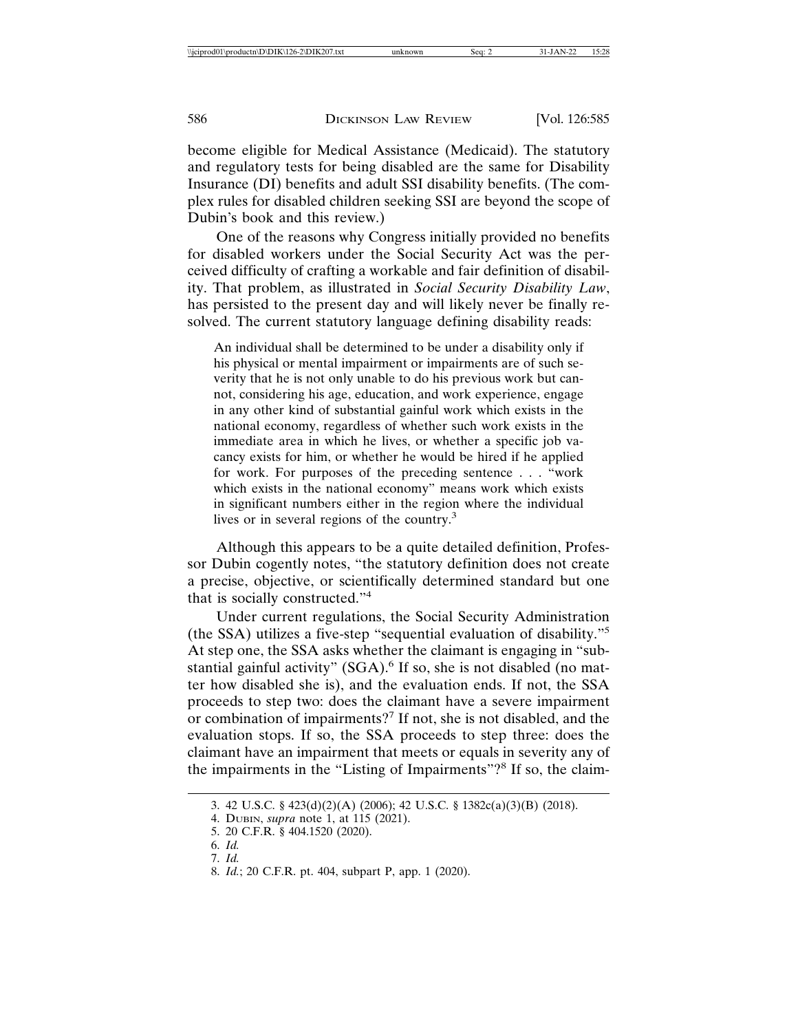become eligible for Medical Assistance (Medicaid). The statutory and regulatory tests for being disabled are the same for Disability Insurance (DI) benefits and adult SSI disability benefits. (The complex rules for disabled children seeking SSI are beyond the scope of Dubin's book and this review.)

One of the reasons why Congress initially provided no benefits for disabled workers under the Social Security Act was the perceived difficulty of crafting a workable and fair definition of disability. That problem, as illustrated in *Social Security Disability Law*, has persisted to the present day and will likely never be finally resolved. The current statutory language defining disability reads:

> An individual shall be determined to be under a disability only if his physical or mental impairment or impairments are of such severity that he is not only unable to do his previous work but cannot, considering his age, education, and work experience, engage in any other kind of substantial gainful work which exists in the national economy, regardless of whether such work exists in the immediate area in which he lives, or whether a specific job vacancy exists for him, or whether he would be hired if he applied for work. For purposes of the preceding sentence . . . "work which exists in the national economy" means work which exists in significant numbers either in the region where the individual lives or in several regions of the country.[3]

Although this appears to be a quite detailed definition, Professor Dubin cogently notes, "the statutory definition does not create a precise, objective, or scientifically determined standard but one that is socially constructed."[4]

Under current regulations, the Social Security Administration (the SSA) utilizes a five-step "sequential evaluation of disability."[5] At step one, the SSA asks whether the claimant is engaging in "substantial gainful activity" (SGA).[6] If so, she is not disabled (no matter how disabled she is), and the evaluation ends. If not, the SSA proceeds to step two: does the claimant have a severe impairment or combination of impairments?[7] If not, she is not disabled, and the evaluation stops. If so, the SSA proceeds to step three: does the claimant have an impairment that meets or equals in severity any of the impairments in the "Listing of Impairments"?[8] If so, the claim-

---

3. 42 U.S.C. § 423(d)(2)(A) (2006); 42 U.S.C. § 1382c(a)(3)(B) (2018).
4. DUBIN, *supra* note 1, at 115 (2021).
5. 20 C.F.R. § 404.1520 (2020).
6. *Id.*
7. *Id.*
8. *Id.*; 20 C.F.R. pt. 404, subpart P, app. 1 (2020).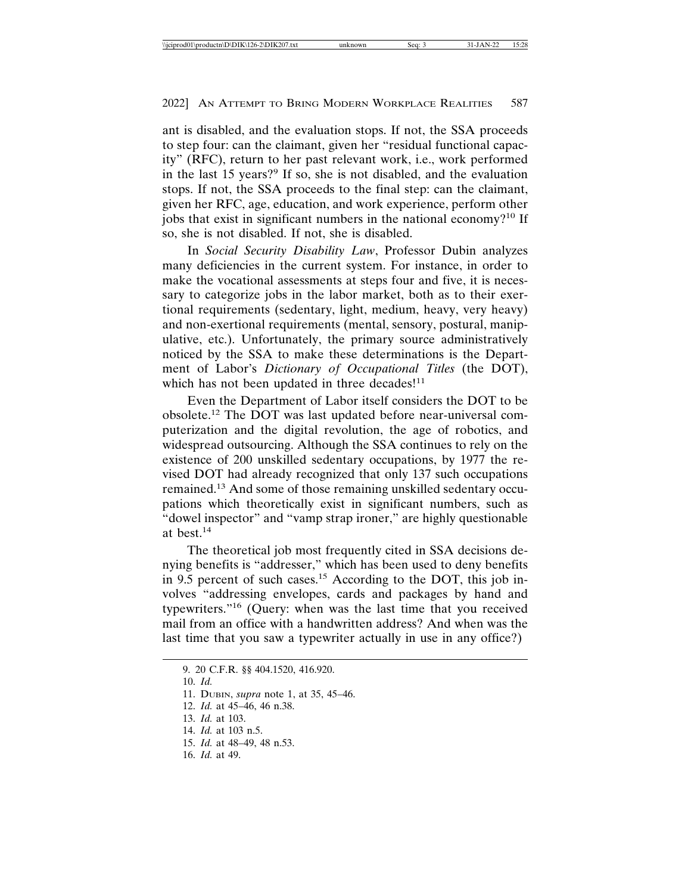ant is disabled, and the evaluation stops. If not, the SSA proceeds to step four: can the claimant, given her "residual functional capacity" (RFC), return to her past relevant work, i.e., work performed in the last 15 years?[9] If so, she is not disabled, and the evaluation stops. If not, the SSA proceeds to the final step: can the claimant, given her RFC, age, education, and work experience, perform other jobs that exist in significant numbers in the national economy?[10] If so, she is not disabled. If not, she is disabled.

In *Social Security Disability Law*, Professor Dubin analyzes many deficiencies in the current system. For instance, in order to make the vocational assessments at steps four and five, it is necessary to categorize jobs in the labor market, both as to their exertional requirements (sedentary, light, medium, heavy, very heavy) and non-exertional requirements (mental, sensory, postural, manipulative, etc.). Unfortunately, the primary source administratively noticed by the SSA to make these determinations is the Department of Labor's *Dictionary of Occupational Titles* (the DOT), which has not been updated in three decades![11]

Even the Department of Labor itself considers the DOT to be obsolete.[12] The DOT was last updated before near-universal computerization and the digital revolution, the age of robotics, and widespread outsourcing. Although the SSA continues to rely on the existence of 200 unskilled sedentary occupations, by 1977 the revised DOT had already recognized that only 137 such occupations remained.[13] And some of those remaining unskilled sedentary occupations which theoretically exist in significant numbers, such as "dowel inspector" and "vamp strap ironer," are highly questionable at best.[14]

The theoretical job most frequently cited in SSA decisions denying benefits is "addresser," which has been used to deny benefits in 9.5 percent of such cases.[15] According to the DOT, this job involves "addressing envelopes, cards and packages by hand and typewriters."[16] (Query: when was the last time that you received mail from an office with a handwritten address? And when was the last time that you saw a typewriter actually in use in any office?)

---

9. 20 C.F.R. §§ 404.1520, 416.920.
10. *Id.*
11. DUBIN, *supra* note 1, at 35, 45–46.
12. *Id.* at 45–46, 46 n.38.
13. *Id.* at 103.
14. *Id.* at 103 n.5.
15. *Id.* at 48–49, 48 n.53.
16. *Id.* at 49.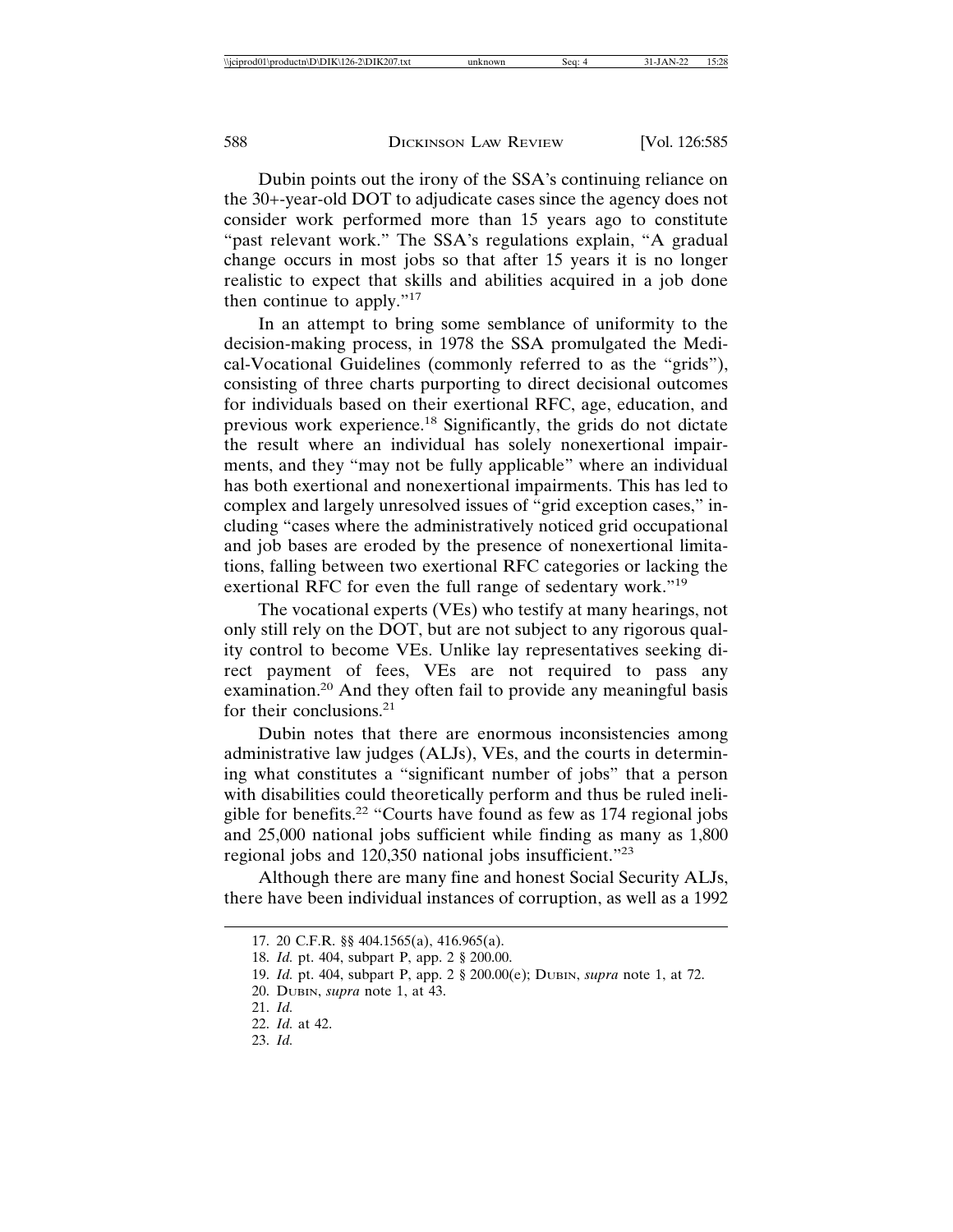Dubin points out the irony of the SSA's continuing reliance on the 30+-year-old DOT to adjudicate cases since the agency does not consider work performed more than 15 years ago to constitute "past relevant work." The SSA's regulations explain, "A gradual change occurs in most jobs so that after 15 years it is no longer realistic to expect that skills and abilities acquired in a job done then continue to apply."[17]

In an attempt to bring some semblance of uniformity to the decision-making process, in 1978 the SSA promulgated the Medical-Vocational Guidelines (commonly referred to as the "grids"), consisting of three charts purporting to direct decisional outcomes for individuals based on their exertional RFC, age, education, and previous work experience.[18] Significantly, the grids do not dictate the result where an individual has solely nonexertional impairments, and they "may not be fully applicable" where an individual has both exertional and nonexertional impairments. This has led to complex and largely unresolved issues of "grid exception cases," including "cases where the administratively noticed grid occupational and job bases are eroded by the presence of nonexertional limitations, falling between two exertional RFC categories or lacking the exertional RFC for even the full range of sedentary work."[19]

The vocational experts (VEs) who testify at many hearings, not only still rely on the DOT, but are not subject to any rigorous quality control to become VEs. Unlike lay representatives seeking direct payment of fees, VEs are not required to pass any examination.[20] And they often fail to provide any meaningful basis for their conclusions.[21]

Dubin notes that there are enormous inconsistencies among administrative law judges (ALJs), VEs, and the courts in determining what constitutes a "significant number of jobs" that a person with disabilities could theoretically perform and thus be ruled ineligible for benefits.[22] "Courts have found as few as 174 regional jobs and 25,000 national jobs sufficient while finding as many as 1,800 regional jobs and 120,350 national jobs insufficient."[23]

Although there are many fine and honest Social Security ALJs, there have been individual instances of corruption, as well as a 1992

17. 20 C.F.R. §§ 404.1565(a), 416.965(a).

18. *Id.* pt. 404, subpart P, app. 2 § 200.00.

19. *Id.* pt. 404, subpart P, app. 2 § 200.00(e); DUBIN, *supra* note 1, at 72.

20. DUBIN, *supra* note 1, at 43.

21. *Id.*

22. *Id.* at 42.

23. *Id.*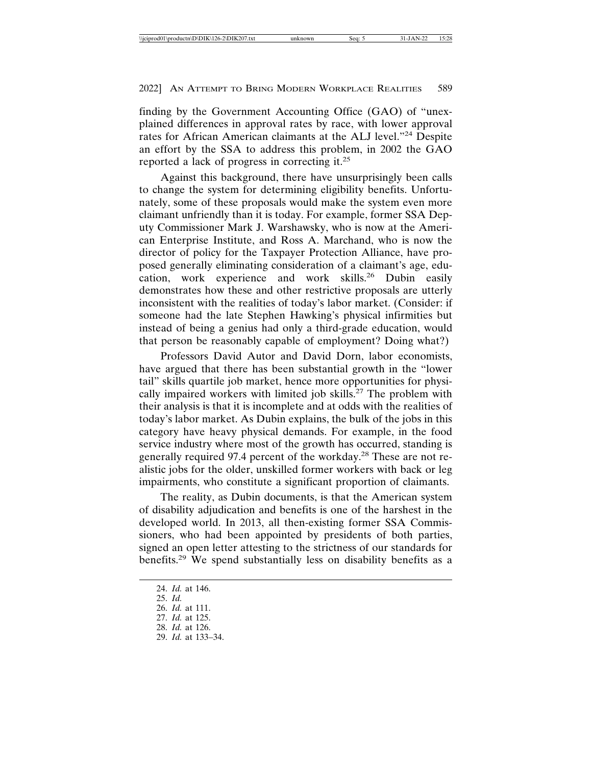finding by the Government Accounting Office (GAO) of "unexplained differences in approval rates by race, with lower approval rates for African American claimants at the ALJ level."[24] Despite an effort by the SSA to address this problem, in 2002 the GAO reported a lack of progress in correcting it.[25]

Against this background, there have unsurprisingly been calls to change the system for determining eligibility benefits. Unfortunately, some of these proposals would make the system even more claimant unfriendly than it is today. For example, former SSA Deputy Commissioner Mark J. Warshawsky, who is now at the American Enterprise Institute, and Ross A. Marchand, who is now the director of policy for the Taxpayer Protection Alliance, have proposed generally eliminating consideration of a claimant's age, education, work experience and work skills.[26] Dubin easily demonstrates how these and other restrictive proposals are utterly inconsistent with the realities of today's labor market. (Consider: if someone had the late Stephen Hawking's physical infirmities but instead of being a genius had only a third-grade education, would that person be reasonably capable of employment? Doing what?)

Professors David Autor and David Dorn, labor economists, have argued that there has been substantial growth in the "lower tail" skills quartile job market, hence more opportunities for physically impaired workers with limited job skills.[27] The problem with their analysis is that it is incomplete and at odds with the realities of today's labor market. As Dubin explains, the bulk of the jobs in this category have heavy physical demands. For example, in the food service industry where most of the growth has occurred, standing is generally required 97.4 percent of the workday.[28] These are not realistic jobs for the older, unskilled former workers with back or leg impairments, who constitute a significant proportion of claimants.

The reality, as Dubin documents, is that the American system of disability adjudication and benefits is one of the harshest in the developed world. In 2013, all then-existing former SSA Commissioners, who had been appointed by presidents of both parties, signed an open letter attesting to the strictness of our standards for benefits.[29] We spend substantially less on disability benefits as a

24. *Id.* at 146.
25. *Id.*
26. *Id.* at 111.
27. *Id.* at 125.
28. *Id.* at 126.
29. *Id.* at 133–34.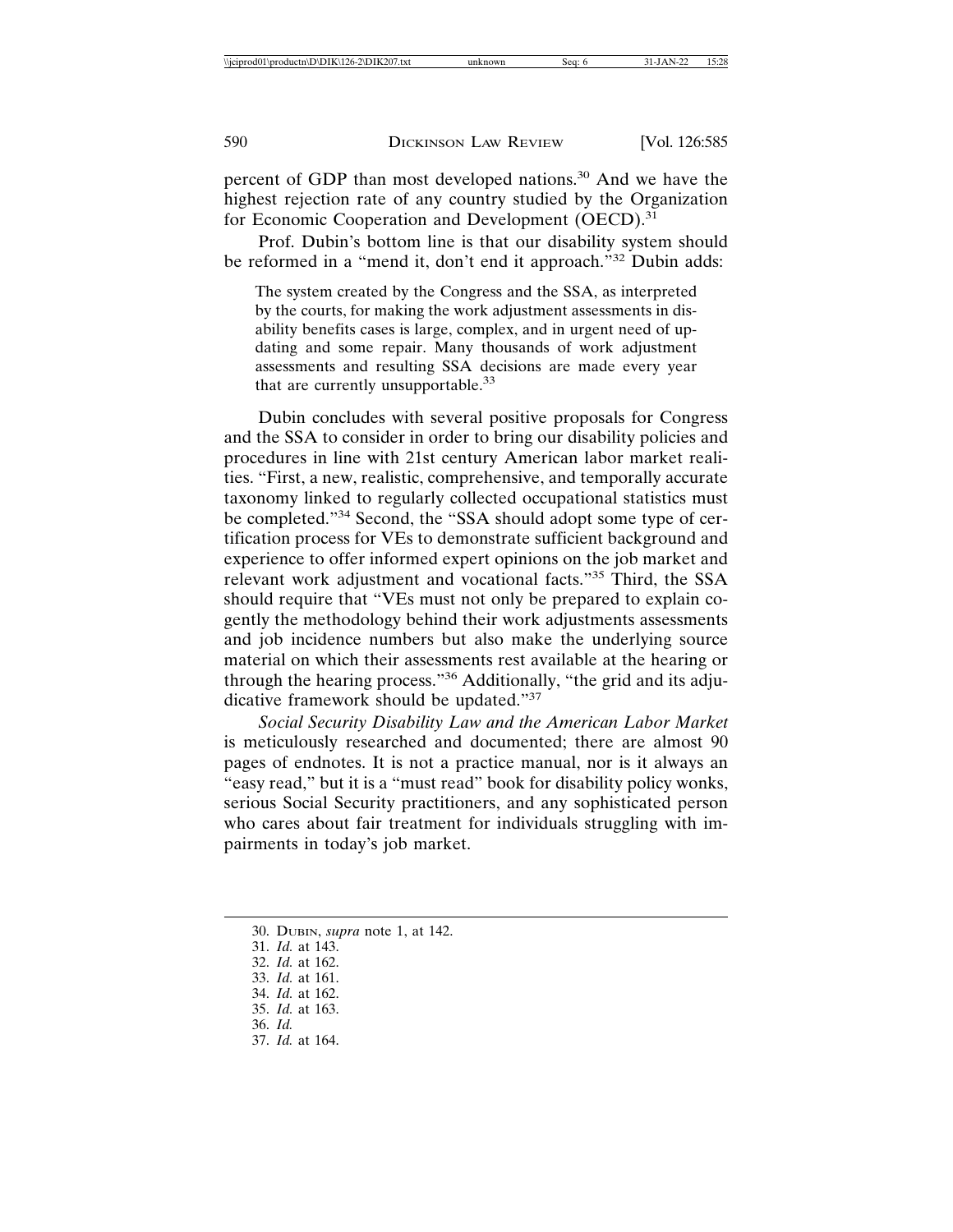percent of GDP than most developed nations.[30] And we have the highest rejection rate of any country studied by the Organization for Economic Cooperation and Development (OECD).[31]

Prof. Dubin's bottom line is that our disability system should be reformed in a "mend it, don't end it approach."[32] Dubin adds:

> The system created by the Congress and the SSA, as interpreted by the courts, for making the work adjustment assessments in disability benefits cases is large, complex, and in urgent need of updating and some repair. Many thousands of work adjustment assessments and resulting SSA decisions are made every year that are currently unsupportable.[33]

Dubin concludes with several positive proposals for Congress and the SSA to consider in order to bring our disability policies and procedures in line with 21st century American labor market realities. "First, a new, realistic, comprehensive, and temporally accurate taxonomy linked to regularly collected occupational statistics must be completed."[34] Second, the "SSA should adopt some type of certification process for VEs to demonstrate sufficient background and experience to offer informed expert opinions on the job market and relevant work adjustment and vocational facts."[35] Third, the SSA should require that "VEs must not only be prepared to explain cogently the methodology behind their work adjustments assessments and job incidence numbers but also make the underlying source material on which their assessments rest available at the hearing or through the hearing process."[36] Additionally, "the grid and its adjudicative framework should be updated."[37]

*Social Security Disability Law and the American Labor Market* is meticulously researched and documented; there are almost 90 pages of endnotes. It is not a practice manual, nor is it always an "easy read," but it is a "must read" book for disability policy wonks, serious Social Security practitioners, and any sophisticated person who cares about fair treatment for individuals struggling with impairments in today's job market.

---

30. DUBIN, *supra* note 1, at 142.
31. *Id.* at 143.
32. *Id.* at 162.
33. *Id.* at 161.
34. *Id.* at 162.
35. *Id.* at 163.
36. *Id.*
37. *Id.* at 164.